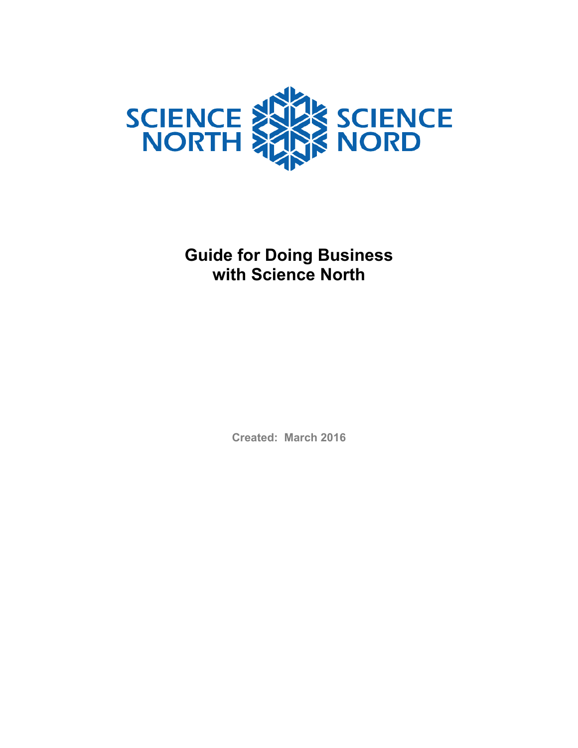SCIENCE NORTH SCIENCE NORD

# Guide for Doing Business with Science North

**Created: March 2016**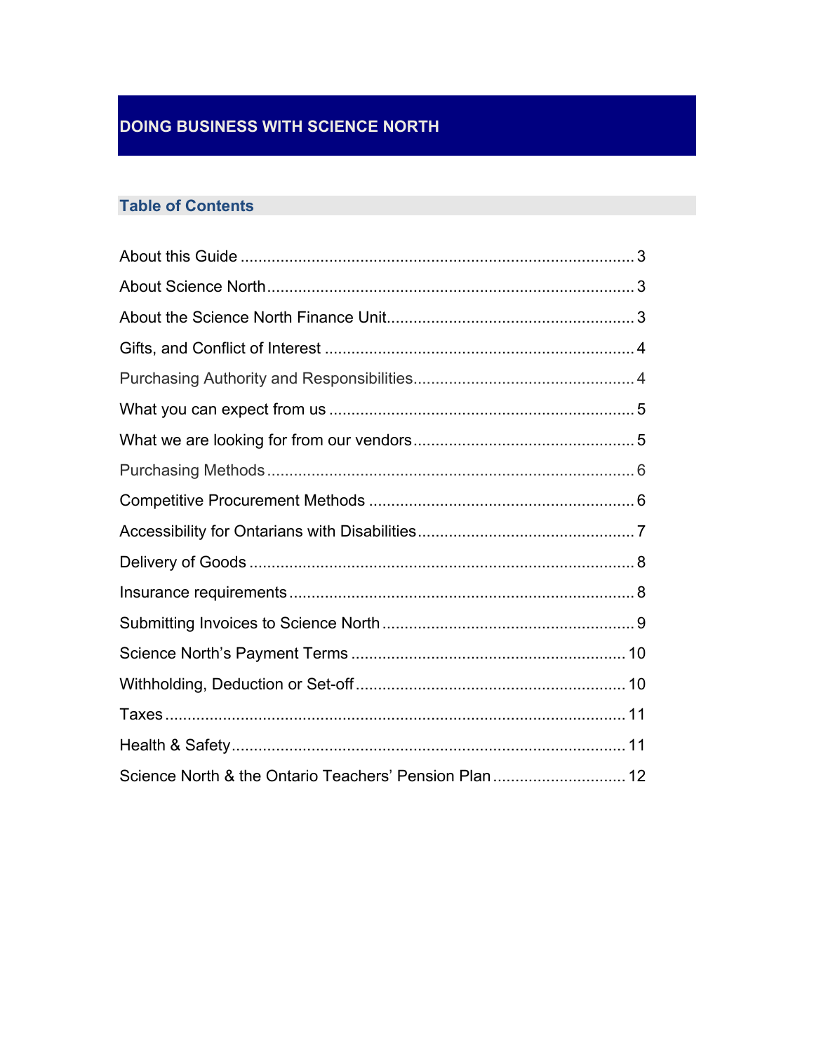# DOING BUSINESS WITH SCIENCE NORTH

## Table of Contents

| Section | Page |
|---|---|
| About this Guide | 3 |
| About Science North | 3 |
| About the Science North Finance Unit | 3 |
| Gifts, and Conflict of Interest | 4 |
| Purchasing Authority and Responsibilities | 4 |
| What you can expect from us | 5 |
| What we are looking for from our vendors | 5 |
| Purchasing Methods | 6 |
| Competitive Procurement Methods | 6 |
| Accessibility for Ontarians with Disabilities | 7 |
| Delivery of Goods | 8 |
| Insurance requirements | 8 |
| Submitting Invoices to Science North | 9 |
| Science North's Payment Terms | 10 |
| Withholding, Deduction or Set-off | 10 |
| Taxes | 11 |
| Health & Safety | 11 |
| Science North & the Ontario Teachers' Pension Plan | 12 |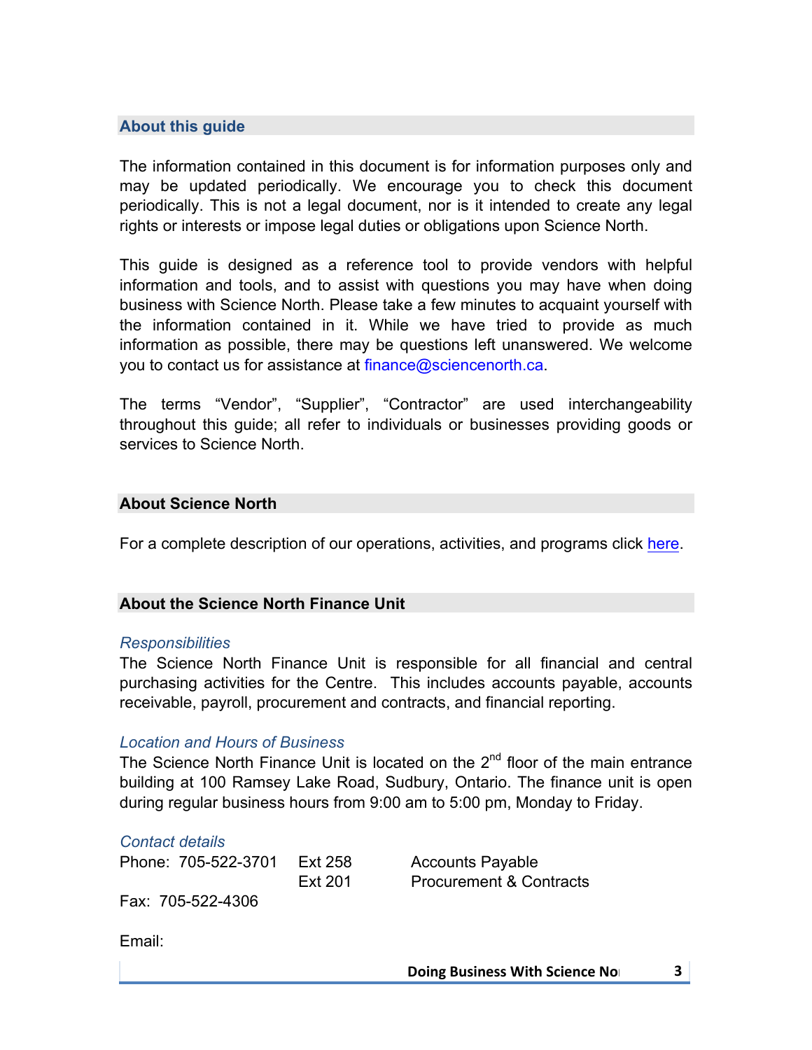## About this guide

The information contained in this document is for information purposes only and may be updated periodically. We encourage you to check this document periodically. This is not a legal document, nor is it intended to create any legal rights or interests or impose legal duties or obligations upon Science North.

This guide is designed as a reference tool to provide vendors with helpful information and tools, and to assist with questions you may have when doing business with Science North. Please take a few minutes to acquaint yourself with the information contained in it. While we have tried to provide as much information as possible, there may be questions left unanswered. We welcome you to contact us for assistance at finance@sciencenorth.ca.

The terms "Vendor", "Supplier", "Contractor" are used interchangeability throughout this guide; all refer to individuals or businesses providing goods or services to Science North.

## About Science North

For a complete description of our operations, activities, and programs click here.

## About the Science North Finance Unit

*Responsibilities*

The Science North Finance Unit is responsible for all financial and central purchasing activities for the Centre. This includes accounts payable, accounts receivable, payroll, procurement and contracts, and financial reporting.

*Location and Hours of Business*

The Science North Finance Unit is located on the 2nd floor of the main entrance building at 100 Ramsey Lake Road, Sudbury, Ontario. The finance unit is open during regular business hours from 9:00 am to 5:00 pm, Monday to Friday.

*Contact details*

| | | |
|---|---|---|
| Phone: 705-522-3701 | Ext 258 | Accounts Payable |
| | Ext 201 | Procurement & Contracts |
| Fax: 705-522-4306 | | |

Email: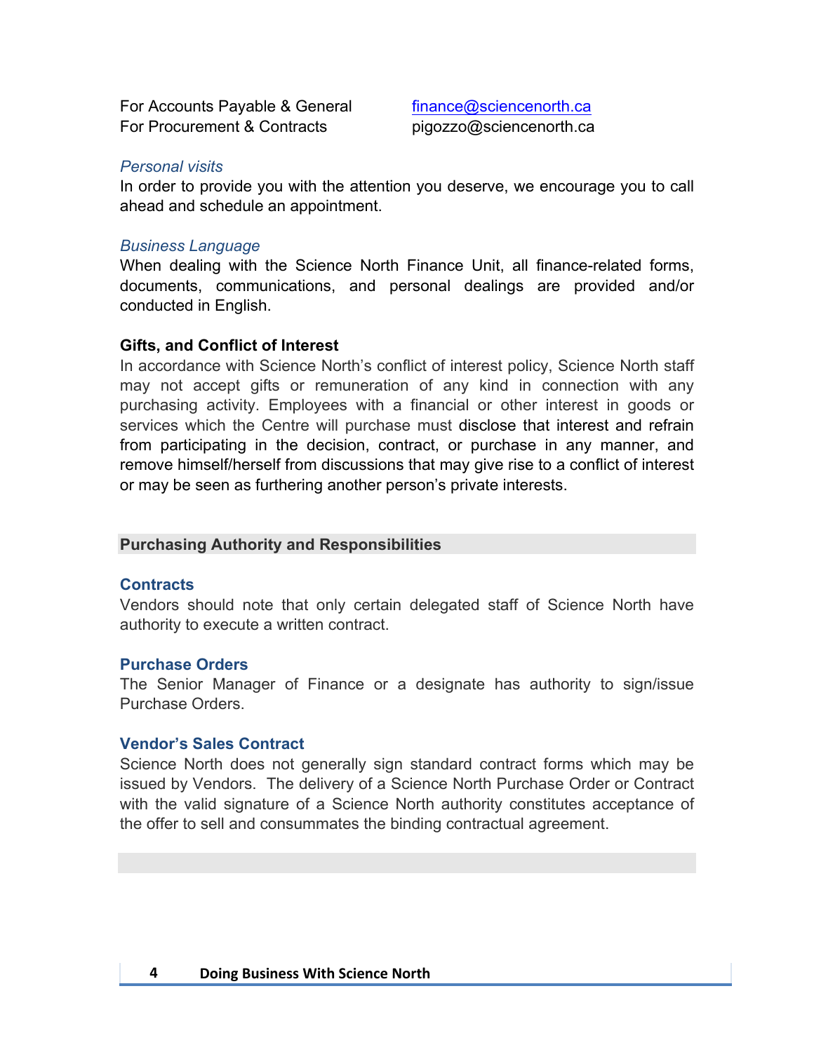For Accounts Payable & General finance@sciencenorth.ca
For Procurement & Contracts pigozzo@sciencenorth.ca

*Personal visits*
In order to provide you with the attention you deserve, we encourage you to call ahead and schedule an appointment.

*Business Language*
When dealing with the Science North Finance Unit, all finance-related forms, documents, communications, and personal dealings are provided and/or conducted in English.

**Gifts, and Conflict of Interest**
In accordance with Science North's conflict of interest policy, Science North staff may not accept gifts or remuneration of any kind in connection with any purchasing activity. Employees with a financial or other interest in goods or services which the Centre will purchase must disclose that interest and refrain from participating in the decision, contract, or purchase in any manner, and remove himself/herself from discussions that may give rise to a conflict of interest or may be seen as furthering another person's private interests.

## Purchasing Authority and Responsibilities

### Contracts
Vendors should note that only certain delegated staff of Science North have authority to execute a written contract.

### Purchase Orders
The Senior Manager of Finance or a designate has authority to sign/issue Purchase Orders.

### Vendor's Sales Contract
Science North does not generally sign standard contract forms which may be issued by Vendors. The delivery of a Science North Purchase Order or Contract with the valid signature of a Science North authority constitutes acceptance of the offer to sell and consummates the binding contractual agreement.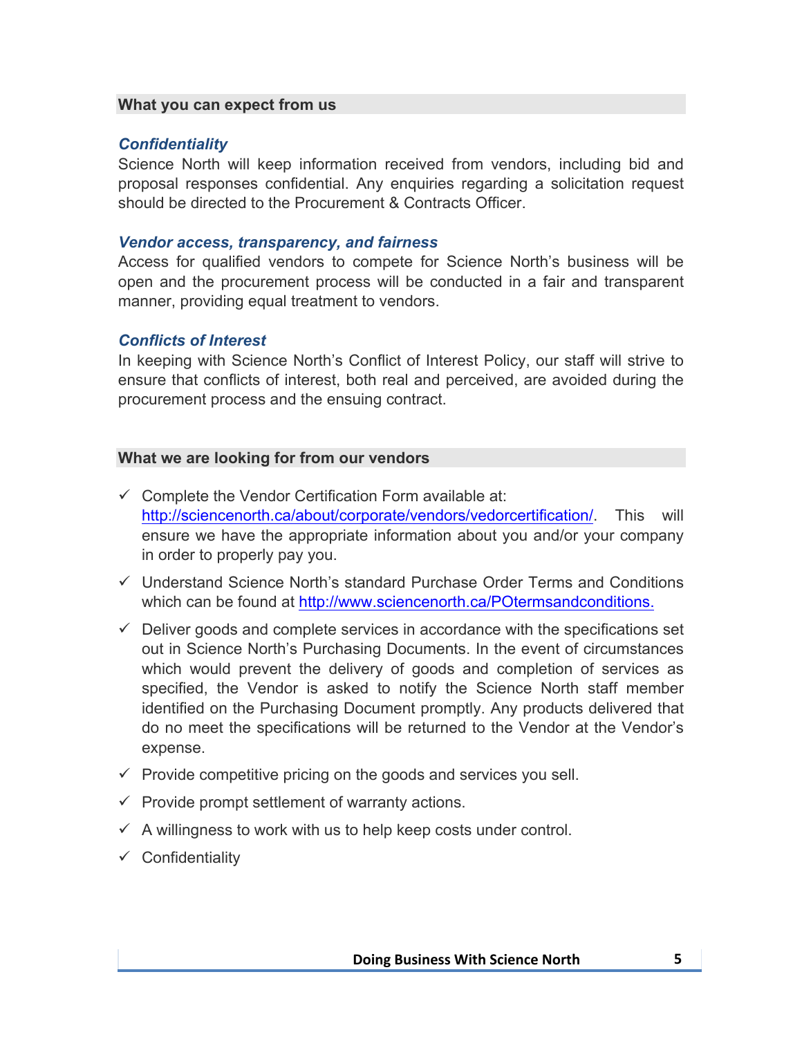## What you can expect from us

### *Confidentiality*

Science North will keep information received from vendors, including bid and proposal responses confidential. Any enquiries regarding a solicitation request should be directed to the Procurement & Contracts Officer.

### *Vendor access, transparency, and fairness*

Access for qualified vendors to compete for Science North's business will be open and the procurement process will be conducted in a fair and transparent manner, providing equal treatment to vendors.

### *Conflicts of Interest*

In keeping with Science North's Conflict of Interest Policy, our staff will strive to ensure that conflicts of interest, both real and perceived, are avoided during the procurement process and the ensuing contract.

## What we are looking for from our vendors

- ✓ Complete the Vendor Certification Form available at: [http://sciencenorth.ca/about/corporate/vendors/vedorcertification/](http://sciencenorth.ca/about/corporate/vendors/vedorcertification/). This will ensure we have the appropriate information about you and/or your company in order to properly pay you.
- ✓ Understand Science North's standard Purchase Order Terms and Conditions which can be found at [http://www.sciencenorth.ca/POtermsandconditions.](http://www.sciencenorth.ca/POtermsandconditions)
- ✓ Deliver goods and complete services in accordance with the specifications set out in Science North's Purchasing Documents. In the event of circumstances which would prevent the delivery of goods and completion of services as specified, the Vendor is asked to notify the Science North staff member identified on the Purchasing Document promptly. Any products delivered that do no meet the specifications will be returned to the Vendor at the Vendor's expense.
- ✓ Provide competitive pricing on the goods and services you sell.
- ✓ Provide prompt settlement of warranty actions.
- ✓ A willingness to work with us to help keep costs under control.
- ✓ Confidentiality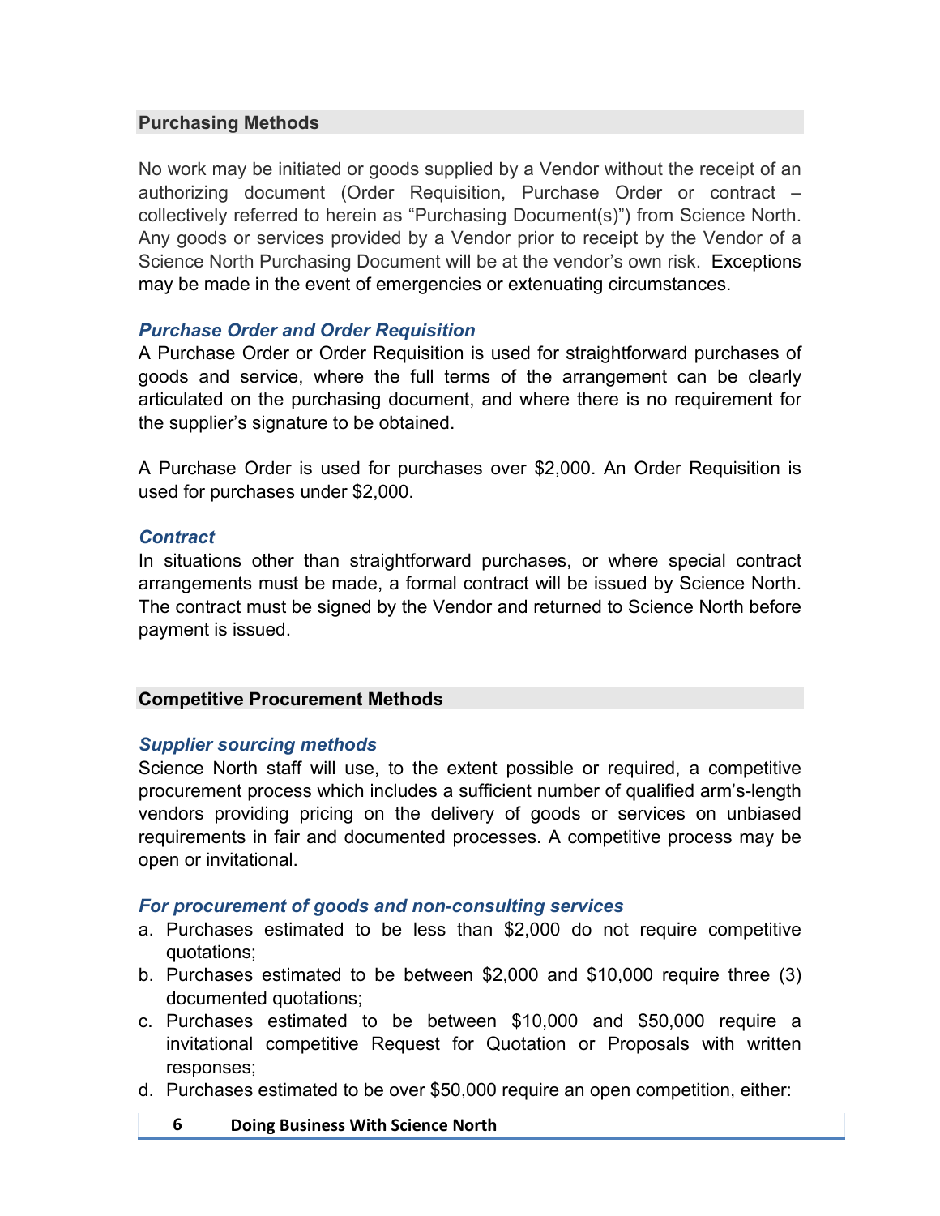## Purchasing Methods

No work may be initiated or goods supplied by a Vendor without the receipt of an authorizing document (Order Requisition, Purchase Order or contract – collectively referred to herein as "Purchasing Document(s)") from Science North. Any goods or services provided by a Vendor prior to receipt by the Vendor of a Science North Purchasing Document will be at the vendor's own risk. Exceptions may be made in the event of emergencies or extenuating circumstances.

### *Purchase Order and Order Requisition*

A Purchase Order or Order Requisition is used for straightforward purchases of goods and service, where the full terms of the arrangement can be clearly articulated on the purchasing document, and where there is no requirement for the supplier's signature to be obtained.

A Purchase Order is used for purchases over $2,000. An Order Requisition is used for purchases under $2,000.

### *Contract*

In situations other than straightforward purchases, or where special contract arrangements must be made, a formal contract will be issued by Science North. The contract must be signed by the Vendor and returned to Science North before payment is issued.

## Competitive Procurement Methods

### *Supplier sourcing methods*

Science North staff will use, to the extent possible or required, a competitive procurement process which includes a sufficient number of qualified arm's-length vendors providing pricing on the delivery of goods or services on unbiased requirements in fair and documented processes. A competitive process may be open or invitational.

### *For procurement of goods and non-consulting services*

a. Purchases estimated to be less than $2,000 do not require competitive quotations;
b. Purchases estimated to be between $2,000 and $10,000 require three (3) documented quotations;
c. Purchases estimated to be between $10,000 and $50,000 require a invitational competitive Request for Quotation or Proposals with written responses;
d. Purchases estimated to be over $50,000 require an open competition, either: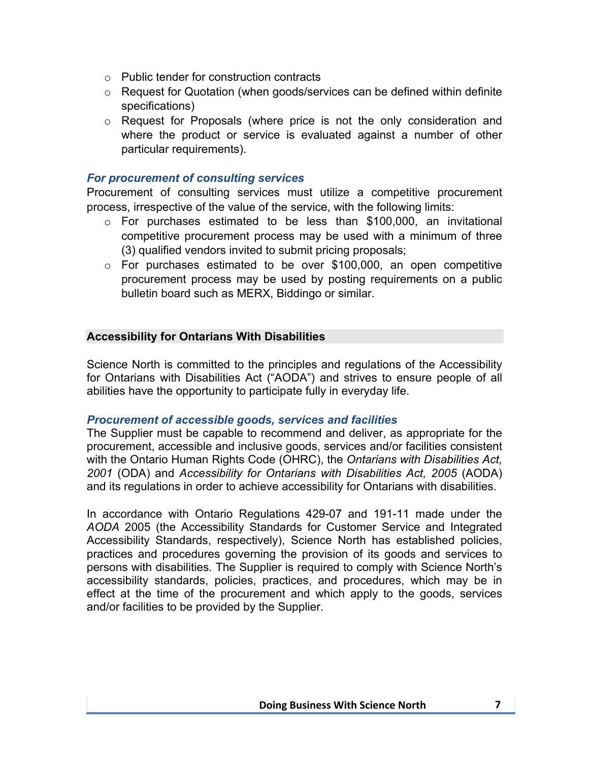- Public tender for construction contracts
- Request for Quotation (when goods/services can be defined within definite specifications)
- Request for Proposals (where price is not the only consideration and where the product or service is evaluated against a number of other particular requirements).

### *For procurement of consulting services*

Procurement of consulting services must utilize a competitive procurement process, irrespective of the value of the service, with the following limits:

- For purchases estimated to be less than $100,000, an invitational competitive procurement process may be used with a minimum of three (3) qualified vendors invited to submit pricing proposals;
- For purchases estimated to be over $100,000, an open competitive procurement process may be used by posting requirements on a public bulletin board such as MERX, Biddingo or similar.

## Accessibility for Ontarians With Disabilities

Science North is committed to the principles and regulations of the Accessibility for Ontarians with Disabilities Act ("AODA") and strives to ensure people of all abilities have the opportunity to participate fully in everyday life.

### *Procurement of accessible goods, services and facilities*

The Supplier must be capable to recommend and deliver, as appropriate for the procurement, accessible and inclusive goods, services and/or facilities consistent with the Ontario Human Rights Code (OHRC), the *Ontarians with Disabilities Act, 2001* (ODA) and *Accessibility for Ontarians with Disabilities Act, 2005* (AODA) and its regulations in order to achieve accessibility for Ontarians with disabilities.

In accordance with Ontario Regulations 429-07 and 191-11 made under the *AODA* 2005 (the Accessibility Standards for Customer Service and Integrated Accessibility Standards, respectively), Science North has established policies, practices and procedures governing the provision of its goods and services to persons with disabilities. The Supplier is required to comply with Science North's accessibility standards, policies, practices, and procedures, which may be in effect at the time of the procurement and which apply to the goods, services and/or facilities to be provided by the Supplier.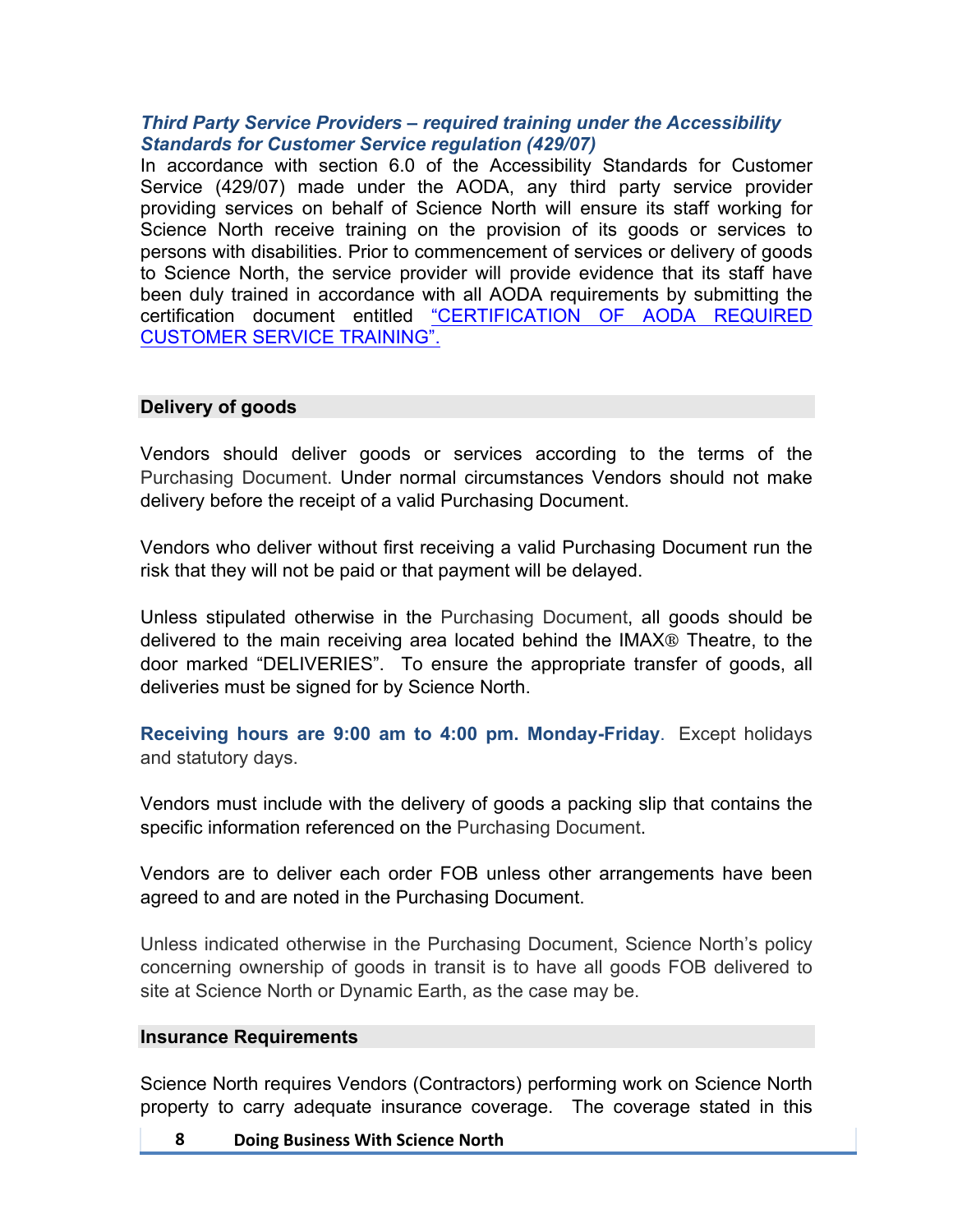***Third Party Service Providers – required training under the Accessibility Standards for Customer Service regulation (429/07)***

In accordance with section 6.0 of the Accessibility Standards for Customer Service (429/07) made under the AODA, any third party service provider providing services on behalf of Science North will ensure its staff working for Science North receive training on the provision of its goods or services to persons with disabilities. Prior to commencement of services or delivery of goods to Science North, the service provider will provide evidence that its staff have been duly trained in accordance with all AODA requirements by submitting the certification document entitled "CERTIFICATION OF AODA REQUIRED CUSTOMER SERVICE TRAINING".

## Delivery of goods

Vendors should deliver goods or services according to the terms of the Purchasing Document. Under normal circumstances Vendors should not make delivery before the receipt of a valid Purchasing Document.

Vendors who deliver without first receiving a valid Purchasing Document run the risk that they will not be paid or that payment will be delayed.

Unless stipulated otherwise in the Purchasing Document, all goods should be delivered to the main receiving area located behind the IMAX® Theatre, to the door marked "DELIVERIES". To ensure the appropriate transfer of goods, all deliveries must be signed for by Science North.

**Receiving hours are 9:00 am to 4:00 pm. Monday-Friday**. Except holidays and statutory days.

Vendors must include with the delivery of goods a packing slip that contains the specific information referenced on the Purchasing Document.

Vendors are to deliver each order FOB unless other arrangements have been agreed to and are noted in the Purchasing Document.

Unless indicated otherwise in the Purchasing Document, Science North's policy concerning ownership of goods in transit is to have all goods FOB delivered to site at Science North or Dynamic Earth, as the case may be.

## Insurance Requirements

Science North requires Vendors (Contractors) performing work on Science North property to carry adequate insurance coverage. The coverage stated in this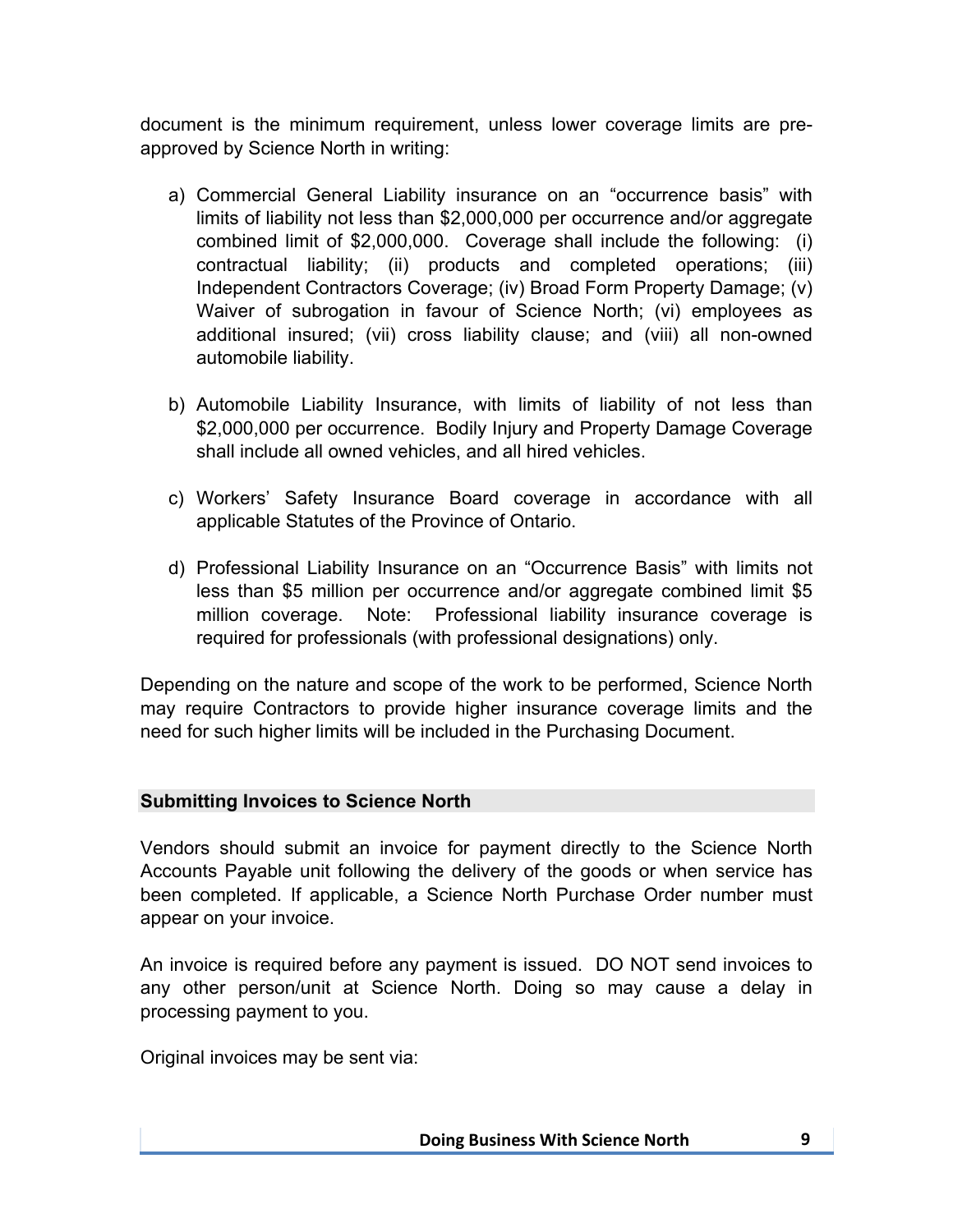document is the minimum requirement, unless lower coverage limits are pre-approved by Science North in writing:

a) Commercial General Liability insurance on an "occurrence basis" with limits of liability not less than $2,000,000 per occurrence and/or aggregate combined limit of $2,000,000. Coverage shall include the following: (i) contractual liability; (ii) products and completed operations; (iii) Independent Contractors Coverage; (iv) Broad Form Property Damage; (v) Waiver of subrogation in favour of Science North; (vi) employees as additional insured; (vii) cross liability clause; and (viii) all non-owned automobile liability.

b) Automobile Liability Insurance, with limits of liability of not less than $2,000,000 per occurrence. Bodily Injury and Property Damage Coverage shall include all owned vehicles, and all hired vehicles.

c) Workers' Safety Insurance Board coverage in accordance with all applicable Statutes of the Province of Ontario.

d) Professional Liability Insurance on an "Occurrence Basis" with limits not less than $5 million per occurrence and/or aggregate combined limit $5 million coverage. Note: Professional liability insurance coverage is required for professionals (with professional designations) only.

Depending on the nature and scope of the work to be performed, Science North may require Contractors to provide higher insurance coverage limits and the need for such higher limits will be included in the Purchasing Document.

## Submitting Invoices to Science North

Vendors should submit an invoice for payment directly to the Science North Accounts Payable unit following the delivery of the goods or when service has been completed. If applicable, a Science North Purchase Order number must appear on your invoice.

An invoice is required before any payment is issued. DO NOT send invoices to any other person/unit at Science North. Doing so may cause a delay in processing payment to you.

Original invoices may be sent via: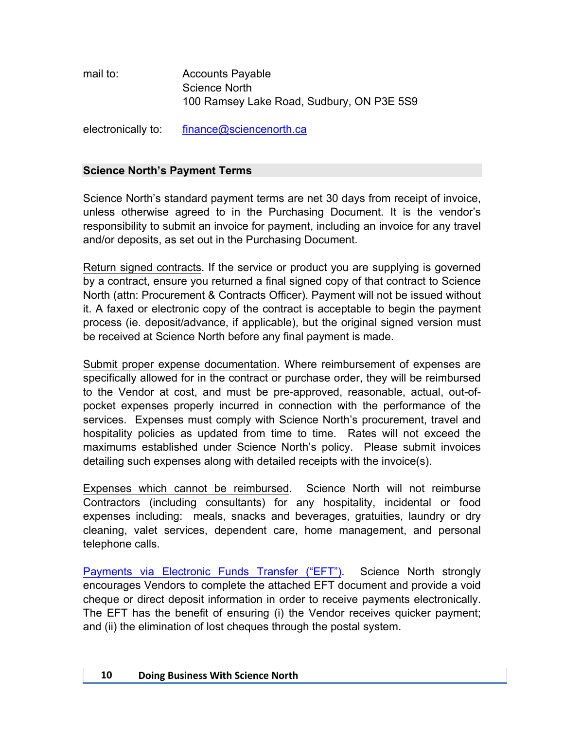mail to: Accounts Payable
Science North
100 Ramsey Lake Road, Sudbury, ON P3E 5S9

electronically to: [finance@sciencenorth.ca](mailto:finance@sciencenorth.ca)

## Science North's Payment Terms

Science North's standard payment terms are net 30 days from receipt of invoice, unless otherwise agreed to in the Purchasing Document. It is the vendor's responsibility to submit an invoice for payment, including an invoice for any travel and/or deposits, as set out in the Purchasing Document.

Return signed contracts. If the service or product you are supplying is governed by a contract, ensure you returned a final signed copy of that contract to Science North (attn: Procurement & Contracts Officer). Payment will not be issued without it. A faxed or electronic copy of the contract is acceptable to begin the payment process (ie. deposit/advance, if applicable), but the original signed version must be received at Science North before any final payment is made.

Submit proper expense documentation. Where reimbursement of expenses are specifically allowed for in the contract or purchase order, they will be reimbursed to the Vendor at cost, and must be pre-approved, reasonable, actual, out-of-pocket expenses properly incurred in connection with the performance of the services. Expenses must comply with Science North's procurement, travel and hospitality policies as updated from time to time. Rates will not exceed the maximums established under Science North's policy. Please submit invoices detailing such expenses along with detailed receipts with the invoice(s).

Expenses which cannot be reimbursed. Science North will not reimburse Contractors (including consultants) for any hospitality, incidental or food expenses including: meals, snacks and beverages, gratuities, laundry or dry cleaning, valet services, dependent care, home management, and personal telephone calls.

Payments via Electronic Funds Transfer ("EFT"). Science North strongly encourages Vendors to complete the attached EFT document and provide a void cheque or direct deposit information in order to receive payments electronically. The EFT has the benefit of ensuring (i) the Vendor receives quicker payment; and (ii) the elimination of lost cheques through the postal system.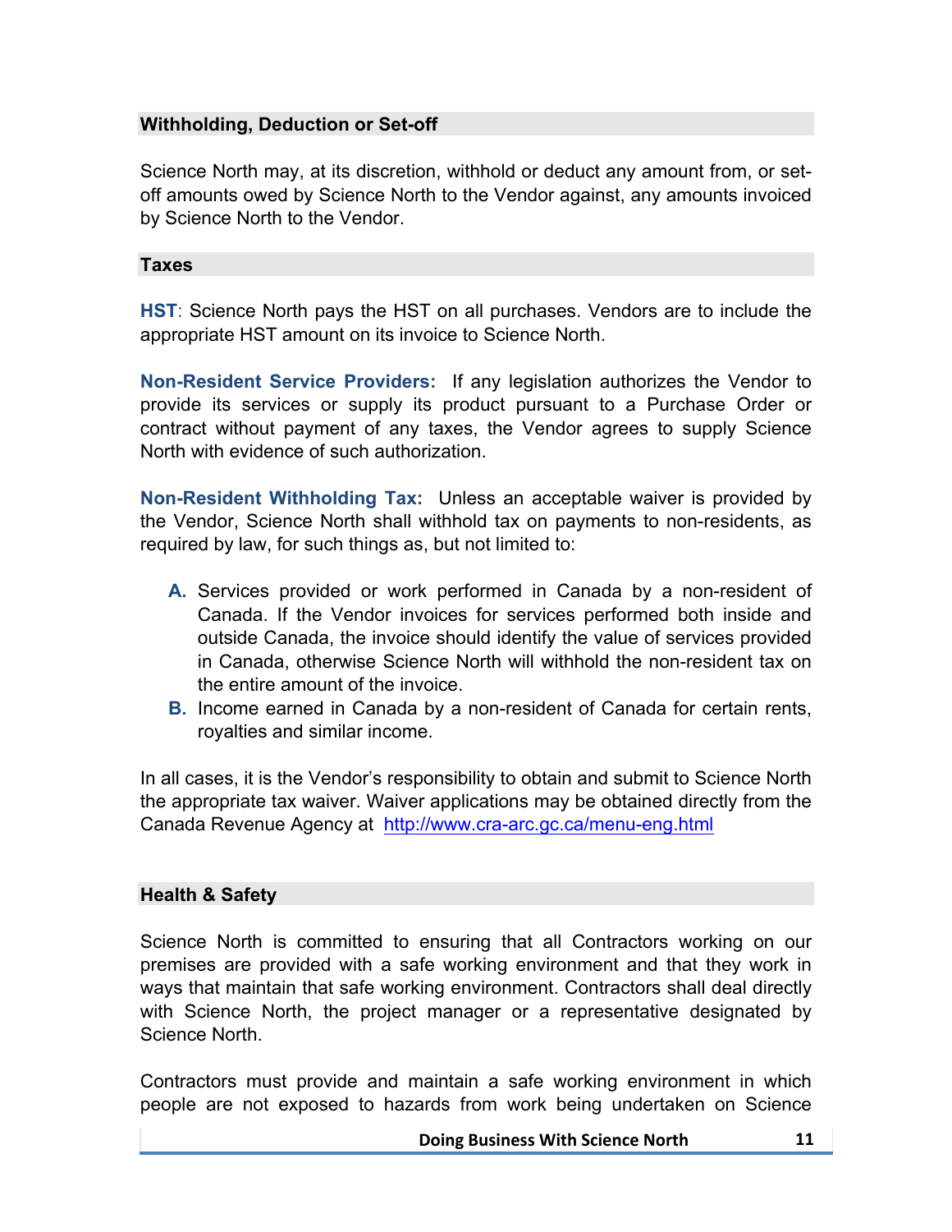## Withholding, Deduction or Set-off

Science North may, at its discretion, withhold or deduct any amount from, or set-off amounts owed by Science North to the Vendor against, any amounts invoiced by Science North to the Vendor.

## Taxes

**HST**: Science North pays the HST on all purchases. Vendors are to include the appropriate HST amount on its invoice to Science North.

**Non-Resident Service Providers:** If any legislation authorizes the Vendor to provide its services or supply its product pursuant to a Purchase Order or contract without payment of any taxes, the Vendor agrees to supply Science North with evidence of such authorization.

**Non-Resident Withholding Tax:** Unless an acceptable waiver is provided by the Vendor, Science North shall withhold tax on payments to non-residents, as required by law, for such things as, but not limited to:

- **A.** Services provided or work performed in Canada by a non-resident of Canada. If the Vendor invoices for services performed both inside and outside Canada, the invoice should identify the value of services provided in Canada, otherwise Science North will withhold the non-resident tax on the entire amount of the invoice.
- **B.** Income earned in Canada by a non-resident of Canada for certain rents, royalties and similar income.

In all cases, it is the Vendor's responsibility to obtain and submit to Science North the appropriate tax waiver. Waiver applications may be obtained directly from the Canada Revenue Agency at [http://www.cra-arc.gc.ca/menu-eng.html](http://www.cra-arc.gc.ca/menu-eng.html)

## Health & Safety

Science North is committed to ensuring that all Contractors working on our premises are provided with a safe working environment and that they work in ways that maintain that safe working environment. Contractors shall deal directly with Science North, the project manager or a representative designated by Science North.

Contractors must provide and maintain a safe working environment in which people are not exposed to hazards from work being undertaken on Science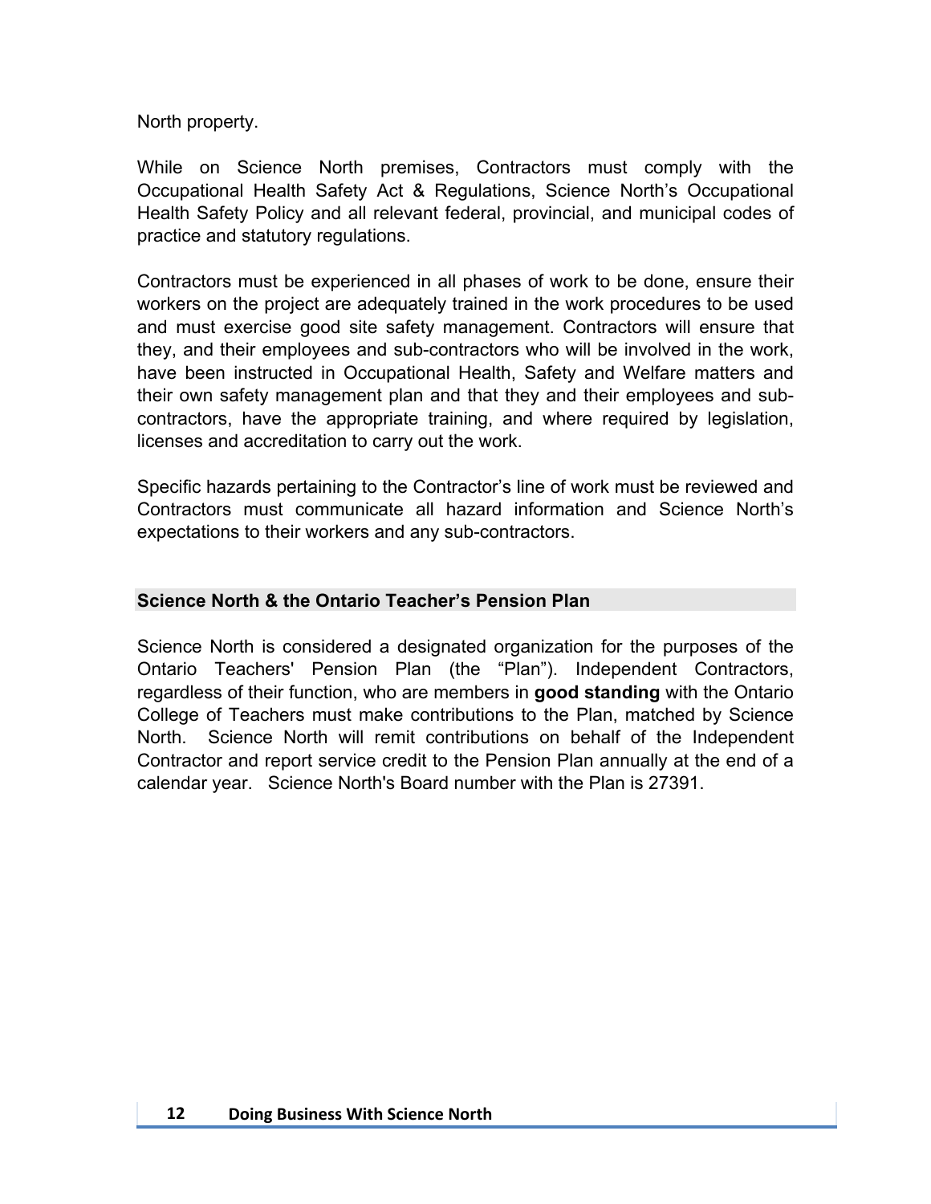North property.

While on Science North premises, Contractors must comply with the Occupational Health Safety Act & Regulations, Science North's Occupational Health Safety Policy and all relevant federal, provincial, and municipal codes of practice and statutory regulations.

Contractors must be experienced in all phases of work to be done, ensure their workers on the project are adequately trained in the work procedures to be used and must exercise good site safety management. Contractors will ensure that they, and their employees and sub-contractors who will be involved in the work, have been instructed in Occupational Health, Safety and Welfare matters and their own safety management plan and that they and their employees and sub-contractors, have the appropriate training, and where required by legislation, licenses and accreditation to carry out the work.

Specific hazards pertaining to the Contractor's line of work must be reviewed and Contractors must communicate all hazard information and Science North's expectations to their workers and any sub-contractors.

## Science North & the Ontario Teacher's Pension Plan

Science North is considered a designated organization for the purposes of the Ontario Teachers' Pension Plan (the "Plan"). Independent Contractors, regardless of their function, who are members in **good standing** with the Ontario College of Teachers must make contributions to the Plan, matched by Science North. Science North will remit contributions on behalf of the Independent Contractor and report service credit to the Pension Plan annually at the end of a calendar year. Science North's Board number with the Plan is 27391.